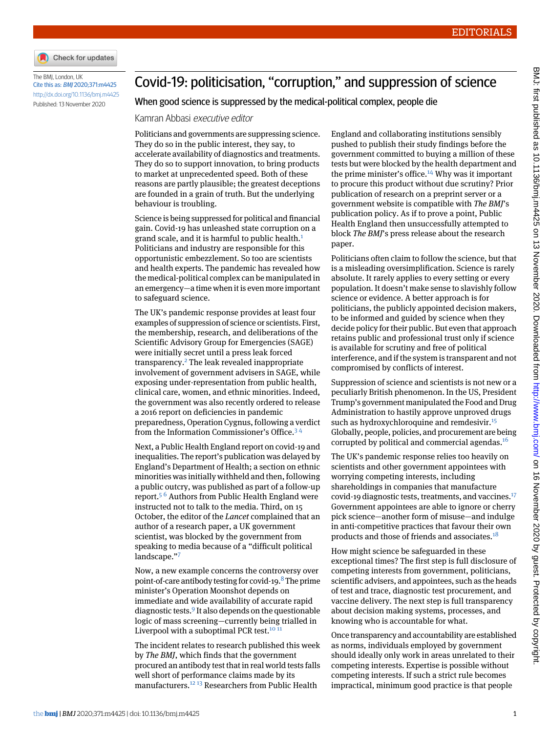EDITORIALS

The BMJ, London, UK

Cite this as: *BMJ* 2020;371:m4425

http://dx.doi.org/10.1136/bmj.m4425

Published: 13 November 2020

# Covid-19: politicisation, "corruption," and suppression of science

## When good science is suppressed by the medical-political complex, people die

Kamran Abbasi *executive editor*

Politicians and governments are suppressing science. They do so in the public interest, they say, to accelerate availability of diagnostics and treatments. They do so to support innovation, to bring products to market at unprecedented speed. Both of these reasons are partly plausible; the greatest deceptions are founded in a grain of truth. But the underlying behaviour is troubling.

Science is being suppressed for political and financial gain. Covid-19 has unleashed state corruption on a grand scale, and it is harmful to public health.[1] Politicians and industry are responsible for this opportunistic embezzlement. So too are scientists and health experts. The pandemic has revealed how the medical-political complex can be manipulated in an emergency—a time when it is even more important to safeguard science.

The UK's pandemic response provides at least four examples of suppression of science or scientists. First, the membership, research, and deliberations of the Scientific Advisory Group for Emergencies (SAGE) were initially secret until a press leak forced transparency.[2] The leak revealed inappropriate involvement of government advisers in SAGE, while exposing under-representation from public health, clinical care, women, and ethnic minorities. Indeed, the government was also recently ordered to release a 2016 report on deficiencies in pandemic preparedness, Operation Cygnus, following a verdict from the Information Commissioner's Office.[3 4]

Next, a Public Health England report on covid-19 and inequalities. The report's publication was delayed by England's Department of Health; a section on ethnic minorities was initially withheld and then, following a public outcry, was published as part of a follow-up report.[5 6] Authors from Public Health England were instructed not to talk to the media. Third, on 15 October, the editor of the *Lancet* complained that an author of a research paper, a UK government scientist, was blocked by the government from speaking to media because of a "difficult political landscape."[7]

Now, a new example concerns the controversy over point-of-care antibody testing for covid-19.[8] The prime minister's Operation Moonshot depends on immediate and wide availability of accurate rapid diagnostic tests.[9] It also depends on the questionable logic of mass screening—currently being trialled in Liverpool with a suboptimal PCR test.[10 11]

The incident relates to research published this week by *The BMJ*, which finds that the government procured an antibody test that in real world tests falls well short of performance claims made by its manufacturers.[12 13] Researchers from Public Health England and collaborating institutions sensibly pushed to publish their study findings before the government committed to buying a million of these tests but were blocked by the health department and the prime minister's office.[14] Why was it important to procure this product without due scrutiny? Prior publication of research on a preprint server or a government website is compatible with *The BMJ*'s publication policy. As if to prove a point, Public Health England then unsuccessfully attempted to block *The BMJ*'s press release about the research paper.

Politicians often claim to follow the science, but that is a misleading oversimplification. Science is rarely absolute. It rarely applies to every setting or every population. It doesn't make sense to slavishly follow science or evidence. A better approach is for politicians, the publicly appointed decision makers, to be informed and guided by science when they decide policy for their public. But even that approach retains public and professional trust only if science is available for scrutiny and free of political interference, and if the system is transparent and not compromised by conflicts of interest.

Suppression of science and scientists is not new or a peculiarly British phenomenon. In the US, President Trump's government manipulated the Food and Drug Administration to hastily approve unproved drugs such as hydroxychloroquine and remdesivir.[15] Globally, people, policies, and procurement are being corrupted by political and commercial agendas.[16]

The UK's pandemic response relies too heavily on scientists and other government appointees with worrying competing interests, including shareholdings in companies that manufacture covid-19 diagnostic tests, treatments, and vaccines.[17] Government appointees are able to ignore or cherry pick science—another form of misuse—and indulge in anti-competitive practices that favour their own products and those of friends and associates.[18]

How might science be safeguarded in these exceptional times? The first step is full disclosure of competing interests from government, politicians, scientific advisers, and appointees, such as the heads of test and trace, diagnostic test procurement, and vaccine delivery. The next step is full transparency about decision making systems, processes, and knowing who is accountable for what.

Once transparency and accountability are established as norms, individuals employed by government should ideally only work in areas unrelated to their competing interests. Expertise is possible without competing interests. If such a strict rule becomes impractical, minimum good practice is that people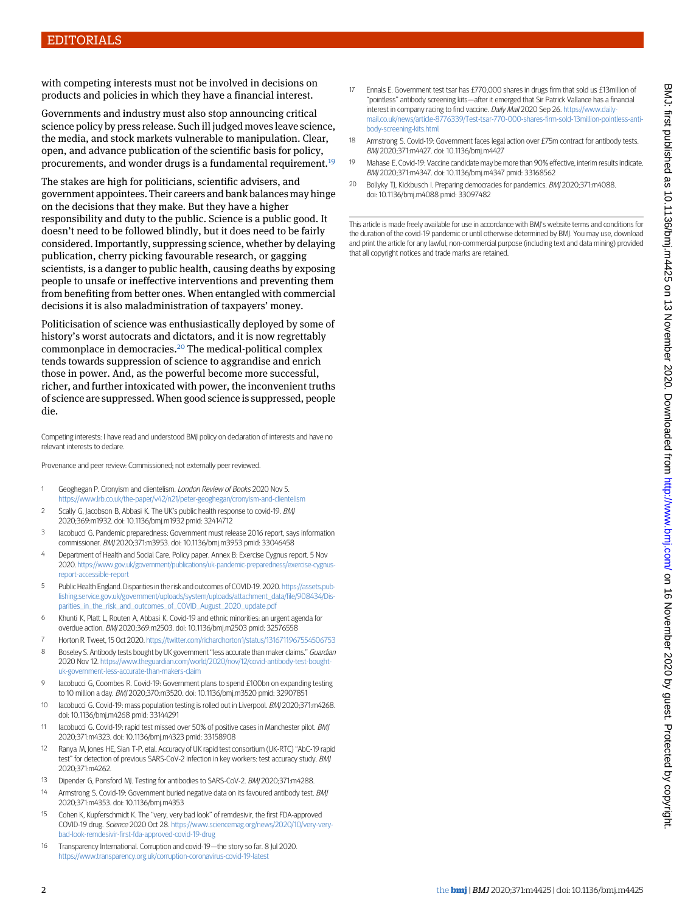with competing interests must not be involved in decisions on products and policies in which they have a financial interest.

Governments and industry must also stop announcing critical science policy by press release. Such ill judged moves leave science, the media, and stock markets vulnerable to manipulation. Clear, open, and advance publication of the scientific basis for policy, procurements, and wonder drugs is a fundamental requirement.[19]

The stakes are high for politicians, scientific advisers, and government appointees. Their careers and bank balances may hinge on the decisions that they make. But they have a higher responsibility and duty to the public. Science is a public good. It doesn't need to be followed blindly, but it does need to be fairly considered. Importantly, suppressing science, whether by delaying publication, cherry picking favourable research, or gagging scientists, is a danger to public health, causing deaths by exposing people to unsafe or ineffective interventions and preventing them from benefiting from better ones. When entangled with commercial decisions it is also maladministration of taxpayers' money.

Politicisation of science was enthusiastically deployed by some of history's worst autocrats and dictators, and it is now regrettably commonplace in democracies.[20] The medical-political complex tends towards suppression of science to aggrandise and enrich those in power. And, as the powerful become more successful, richer, and further intoxicated with power, the inconvenient truths of science are suppressed. When good science is suppressed, people die.

Competing interests: I have read and understood BMJ policy on declaration of interests and have no relevant interests to declare.

Provenance and peer review: Commissioned; not externally peer reviewed.

1. Geoghegan P. Cronyism and clientelism. *London Review of Books* 2020 Nov 5. https://www.lrb.co.uk/the-paper/v42/n21/peter-geoghegan/cronyism-and-clientelism
2. Scally G, Jacobson B, Abbasi K. The UK's public health response to covid-19. *BMJ* 2020;369:m1932. doi: 10.1136/bmj.m1932 pmid: 32414712
3. Iacobucci G. Pandemic preparedness: Government must release 2016 report, says information commissioner. *BMJ* 2020;371:m3953. doi: 10.1136/bmj.m3953 pmid: 33046458
4. Department of Health and Social Care. Policy paper. Annex B: Exercise Cygnus report. 5 Nov 2020. https://www.gov.uk/government/publications/uk-pandemic-preparedness/exercise-cygnus-report-accessible-report
5. Public Health England. Disparities in the risk and outcomes of COVID-19. 2020. https://assets.publishing.service.gov.uk/government/uploads/system/uploads/attachment_data/file/908434/Disparities_in_the_risk_and_outcomes_of_COVID_August_2020_update.pdf
6. Khunti K, Platt L, Routen A, Abbasi K. Covid-19 and ethnic minorities: an urgent agenda for overdue action. *BMJ* 2020;369:m2503. doi: 10.1136/bmj.m2503 pmid: 32576558
7. Horton R. Tweet, 15 Oct 2020. https://twitter.com/richardhorton1/status/1316711967554506753
8. Boseley S. Antibody tests bought by UK government "less accurate than maker claims." *Guardian* 2020 Nov 12. https://www.theguardian.com/world/2020/nov/12/covid-antibody-test-bought-uk-government-less-accurate-than-makers-claim
9. Iacobucci G, Coombes R. Covid-19: Government plans to spend £100bn on expanding testing to 10 million a day. *BMJ* 2020;370:m3520. doi: 10.1136/bmj.m3520 pmid: 32907851
10. Iacobucci G. Covid-19: mass population testing is rolled out in Liverpool. *BMJ* 2020;371:m4268. doi: 10.1136/bmj.m4268 pmid: 33144291
11. Iacobucci G. Covid-19: rapid test missed over 50% of positive cases in Manchester pilot. *BMJ* 2020;371:m4323. doi: 10.1136/bmj.m4323 pmid: 33158908
12. Ranya M, Jones HE, Sian T-P, etal. Accuracy of UK rapid test consortium (UK-RTC) "AbC-19 rapid test" for detection of previous SARS-CoV-2 infection in key workers: test accuracy study. *BMJ* 2020;371:m4262.
13. Dipender G, Ponsford MJ. Testing for antibodies to SARS-CoV-2. *BMJ* 2020;371:m4288.
14. Armstrong S. Covid-19: Government buried negative data on its favoured antibody test. *BMJ* 2020;371:m4353. doi: 10.1136/bmj.m4353
15. Cohen K, Kupferschmidt K. The "very, very bad look" of remdesivir, the first FDA-approved COVID-19 drug. *Science* 2020 Oct 28. https://www.sciencemag.org/news/2020/10/very-very-bad-look-remdesivir-first-fda-approved-covid-19-drug
16. Transparency International. Corruption and covid-19—the story so far. 8 Jul 2020. https://www.transparency.org.uk/corruption-coronavirus-covid-19-latest
17. Ennals E. Government test tsar has £770,000 shares in drugs firm that sold us £13million of "pointless" antibody screening kits—after it emerged that Sir Patrick Vallance has a financial interest in company racing to find vaccine. *Daily Mail* 2020 Sep 26. https://www.dailymail.co.uk/news/article-8776339/Test-tsar-770-000-shares-firm-sold-13million-pointless-antibody-screening-kits.html
18. Armstrong S. Covid-19: Government faces legal action over £75m contract for antibody tests. *BMJ* 2020;371:m4427. doi: 10.1136/bmj.m4427
19. Mahase E. Covid-19: Vaccine candidate may be more than 90% effective, interim results indicate. *BMJ* 2020;371:m4347. doi: 10.1136/bmj.m4347 pmid: 33168562
20. Bollyky TJ, Kickbusch I. Preparing democracies for pandemics. *BMJ* 2020;371:m4088. doi: 10.1136/bmj.m4088 pmid: 33097482

This article is made freely available for use in accordance with BMJ's website terms and conditions for the duration of the covid-19 pandemic or until otherwise determined by BMJ. You may use, download and print the article for any lawful, non-commercial purpose (including text and data mining) provided that all copyright notices and trade marks are retained.